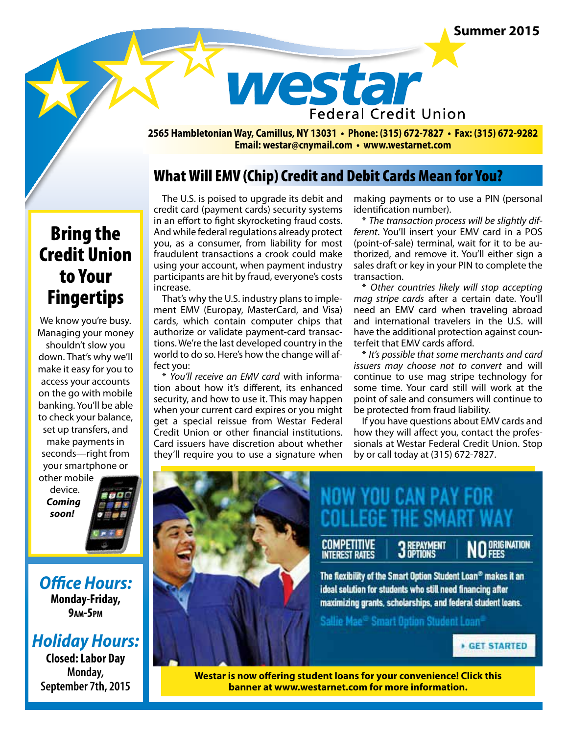Summer 2015

# westar Federal Credit Union

**2565 Hambletonian Way, Camillus, NY 13031 • Phone: (315) 672-7827 • Fax: (315) 672-9282**
**Email: westar@cnymail.com • www.westarnet.com**

## What Will EMV (Chip) Credit and Debit Cards Mean for You?

The U.S. is poised to upgrade its debit and credit card (payment cards) security systems in an effort to fight skyrocketing fraud costs. And while federal regulations already protect you, as a consumer, from liability for most fraudulent transactions a crook could make using your account, when payment industry participants are hit by fraud, everyone's costs increase.

That's why the U.S. industry plans to implement EMV (Europay, MasterCard, and Visa) cards, which contain computer chips that authorize or validate payment-card transactions. We're the last developed country in the world to do so. Here's how the change will affect you:

\* *You'll receive an EMV card* with information about how it's different, its enhanced security, and how to use it. This may happen when your current card expires or you might get a special reissue from Westar Federal Credit Union or other financial institutions. Card issuers have discretion about whether they'll require you to use a signature when making payments or to use a PIN (personal identification number).

\* *The transaction process will be slightly different*. You'll insert your EMV card in a POS (point-of-sale) terminal, wait for it to be authorized, and remove it. You'll either sign a sales draft or key in your PIN to complete the transaction.

\* *Other countries likely will stop accepting mag stripe cards* after a certain date. You'll need an EMV card when traveling abroad and international travelers in the U.S. will have the additional protection against counterfeit that EMV cards afford.

\* *It's possible that some merchants and card issuers may choose not to convert* and will continue to use mag stripe technology for some time. Your card still will work at the point of sale and consumers will continue to be protected from fraud liability.

If you have questions about EMV cards and how they will affect you, contact the professionals at Westar Federal Credit Union. Stop by or call today at (315) 672-7827.

NOW YOU CAN PAY FOR COLLEGE THE SMART WAY

COMPETITIVE INTEREST RATES | 3 REPAYMENT OPTIONS | NO ORIGINATION FEES

The flexibility of the Smart Option Student Loan® makes it an ideal solution for students who still need financing after maximizing grants, scholarships, and federal student loans.

Sallie Mae® Smart Option Student Loan®

GET STARTED

**Westar is now offering student loans for your convenience! Click this banner at www.westarnet.com for more information.**

## Bring the Credit Union to Your Fingertips

We know you're busy. Managing your money shouldn't slow you down. That's why we'll make it easy for you to access your accounts on the go with mobile banking. You'll be able to check your balance, set up transfers, and make payments in seconds—right from your smartphone or other mobile device. ***Coming soon!***

## *Office Hours:*

**Monday-Friday, 9AM-5PM**

## *Holiday Hours:*

**Closed: Labor Day Monday, September 7th, 2015**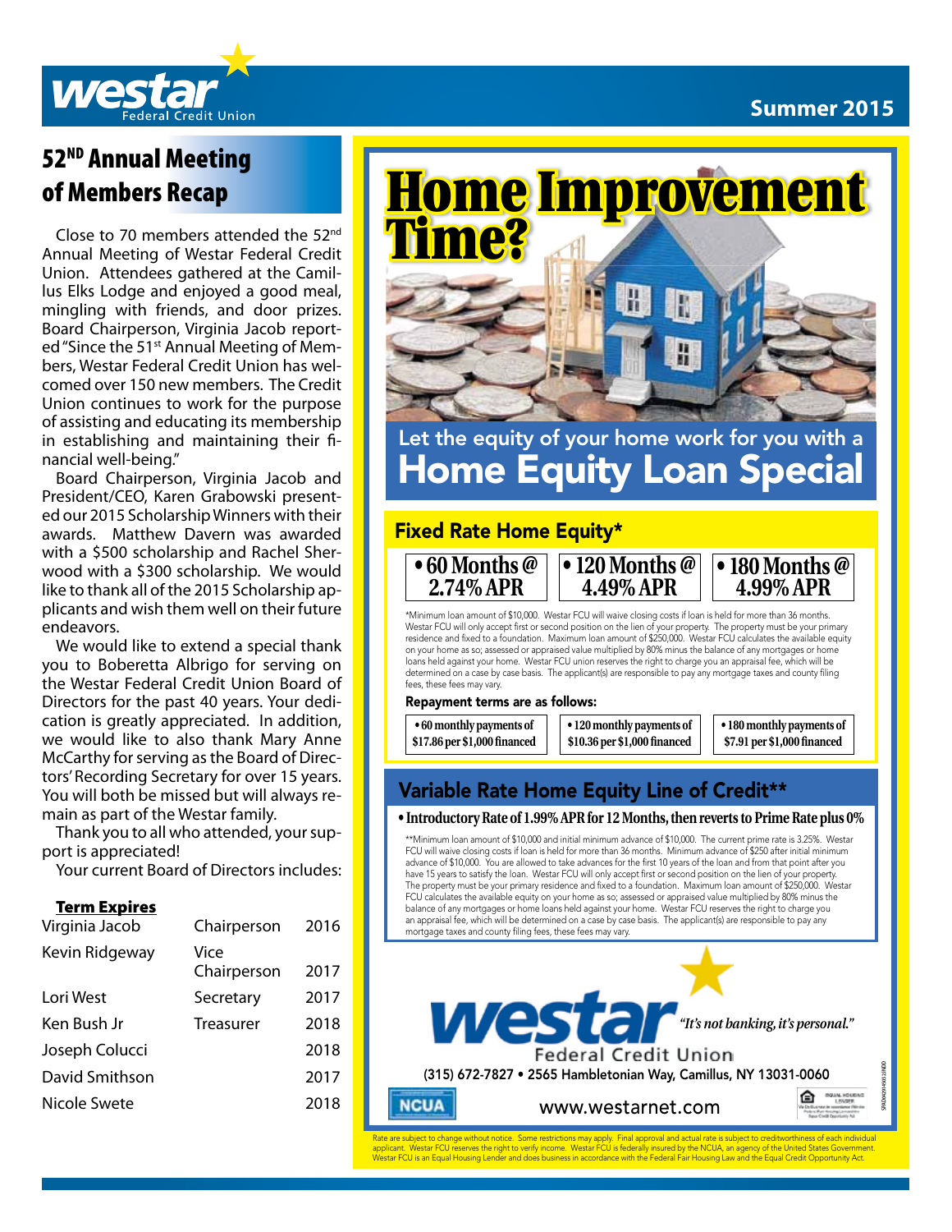# 52ND Annual Meeting of Members Recap

Close to 70 members attended the 52nd Annual Meeting of Westar Federal Credit Union. Attendees gathered at the Camillus Elks Lodge and enjoyed a good meal, mingling with friends, and door prizes. Board Chairperson, Virginia Jacob reported "Since the 51st Annual Meeting of Members, Westar Federal Credit Union has welcomed over 150 new members. The Credit Union continues to work for the purpose of assisting and educating its membership in establishing and maintaining their financial well-being."

Board Chairperson, Virginia Jacob and President/CEO, Karen Grabowski presented our 2015 Scholarship Winners with their awards. Matthew Davern was awarded with a $500 scholarship and Rachel Sherwood with a $300 scholarship. We would like to thank all of the 2015 Scholarship applicants and wish them well on their future endeavors.

We would like to extend a special thank you to Boberetta Albrigo for serving on the Westar Federal Credit Union Board of Directors for the past 40 years. Your dedication is greatly appreciated. In addition, we would like to also thank Mary Anne McCarthy for serving as the Board of Directors' Recording Secretary for over 15 years. You will both be missed but will always remain as part of the Westar family.

Thank you to all who attended, your support is appreciated!

Your current Board of Directors includes:

| | | Term Expires |
|---|---|---|
| Virginia Jacob | Chairperson | 2016 |
| Kevin Ridgeway | Vice Chairperson | 2017 |
| Lori West | Secretary | 2017 |
| Ken Bush Jr | Treasurer | 2018 |
| Joseph Colucci | | 2018 |
| David Smithson | | 2017 |
| Nicole Swete | | 2018 |

# Home Improvement Time?

Let the equity of your home work for you with a

## Home Equity Loan Special

### Fixed Rate Home Equity*

- 60 Months @ 2.74% APR
- 120 Months @ 4.49% APR
- 180 Months @ 4.99% APR

*Minimum loan amount of $10,000. Westar FCU will waive closing costs if loan is held for more than 36 months. Westar FCU will only accept first or second position on the lien of your property. The property must be your primary residence and fixed to a foundation. Maximum loan amount of $250,000. Westar FCU calculates the available equity on your home as so; assessed or appraised value multiplied by 80% minus the balance of any mortgages or home loans held against your home. Westar FCU union reserves the right to charge you an appraisal fee, which will be determined on a case by case basis. The applicant(s) are responsible to pay any mortgage taxes and county filing fees, these fees may vary.

**Repayment terms are as follows:**

- 60 monthly payments of $17.86 per $1,000 financed
- 120 monthly payments of $10.36 per $1,000 financed
- 180 monthly payments of $7.91 per $1,000 financed

### Variable Rate Home Equity Line of Credit**

- **Introductory Rate of 1.99% APR for 12 Months, then reverts to Prime Rate plus 0%**

**Minimum loan amount of $10,000 and initial minimum advance of $10,000. The current prime rate is 3.25%. Westar FCU will waive closing costs if loan is held for more than 36 months. Minimum advance of $250 after initial minimum advance of $10,000. You are allowed to take advances for the first 10 years of the loan and from that point after you have 15 years to satisfy the loan. Westar FCU will only accept first or second position on the lien of your property. The property must be your primary residence and fixed to a foundation. Maximum loan amount of $250,000. Westar FCU calculates the available equity on your home as so; assessed or appraised value multiplied by 80% minus the balance of any mortgages or home loans held against your home. Westar FCU reserves the right to charge you an appraisal fee, which will be determined on a case by case basis. The applicant(s) are responsible to pay any mortgage taxes and county filing fees, these fees may vary.

westar Federal Credit Union *"It's not banking, it's personal."*

(315) 672-7827 • 2565 Hambletonian Way, Camillus, NY 13031-0060

www.westarnet.com

Rate are subject to change without notice. Some restrictions may apply. Final approval and actual rate is subject to creditworthiness of each individual applicant. Westar FCU reserves the right to verify income. Westar FCU is federally insured by the NCUA, an agency of the United States Government. Westar FCU is an Equal Housing Lender and does business in accordance with the Federal Fair Housing Law and the Equal Credit Opportunity Act.